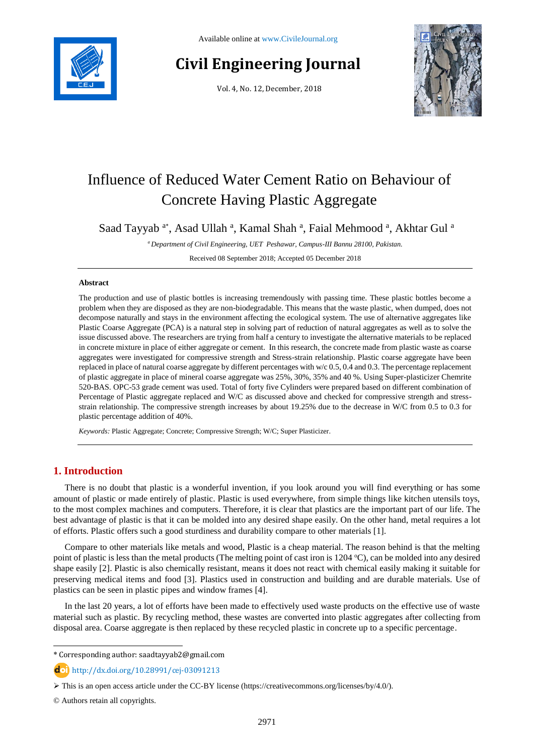# Influence of Reduced Water Cement Ratio on Behaviour of Concrete Having Plastic Aggregate

Saad Tayyab [a*], Asad Ullah [a], Kamal Shah [a], Faial Mehmood [a], Akhtar Gul [a]

[a] *Department of Civil Engineering, UET Peshawar, Campus-III Bannu 28100, Pakistan.*

Received 08 September 2018; Accepted 05 December 2018

## Abstract

The production and use of plastic bottles is increasing tremendously with passing time. These plastic bottles become a problem when they are disposed as they are non-biodegradable. This means that the waste plastic, when dumped, does not decompose naturally and stays in the environment affecting the ecological system. The use of alternative aggregates like Plastic Coarse Aggregate (PCA) is a natural step in solving part of reduction of natural aggregates as well as to solve the issue discussed above. The researchers are trying from half a century to investigate the alternative materials to be replaced in concrete mixture in place of either aggregate or cement. In this research, the concrete made from plastic waste as coarse aggregates were investigated for compressive strength and Stress-strain relationship. Plastic coarse aggregate have been replaced in place of natural coarse aggregate by different percentages with w/c 0.5, 0.4 and 0.3. The percentage replacement of plastic aggregate in place of mineral coarse aggregate was 25%, 30%, 35% and 40 %. Using Super-plasticizer Chemrite 520-BAS. OPC-53 grade cement was used. Total of forty five Cylinders were prepared based on different combination of Percentage of Plastic aggregate replaced and W/C as discussed above and checked for compressive strength and stress-strain relationship. The compressive strength increases by about 19.25% due to the decrease in W/C from 0.5 to 0.3 for plastic percentage addition of 40%.

*Keywords:* Plastic Aggregate; Concrete; Compressive Strength; W/C; Super Plasticizer.

## 1. Introduction

There is no doubt that plastic is a wonderful invention, if you look around you will find everything or has some amount of plastic or made entirely of plastic. Plastic is used everywhere, from simple things like kitchen utensils toys, to the most complex machines and computers. Therefore, it is clear that plastics are the important part of our life. The best advantage of plastic is that it can be molded into any desired shape easily. On the other hand, metal requires a lot of efforts. Plastic offers such a good sturdiness and durability compare to other materials [1].

Compare to other materials like metals and wood, Plastic is a cheap material. The reason behind is that the melting point of plastic is less than the metal products (The melting point of cast iron is 1204 $^{o}$C), can be molded into any desired shape easily [2]. Plastic is also chemically resistant, means it does not react with chemical easily making it suitable for preserving medical items and food [3]. Plastics used in construction and building and are durable materials. Use of plastics can be seen in plastic pipes and window frames [4].

In the last 20 years, a lot of efforts have been made to effectively used waste products on the effective use of waste material such as plastic. By recycling method, these wastes are converted into plastic aggregates after collecting from disposal area. Coarse aggregate is then replaced by these recycled plastic in concrete up to a specific percentage.

* Corresponding author: saadtayyab2@gmail.com

http://dx.doi.org/10.28991/cej-03091213

➢ This is an open access article under the CC-BY license (https://creativecommons.org/licenses/by/4.0/).

© Authors retain all copyrights.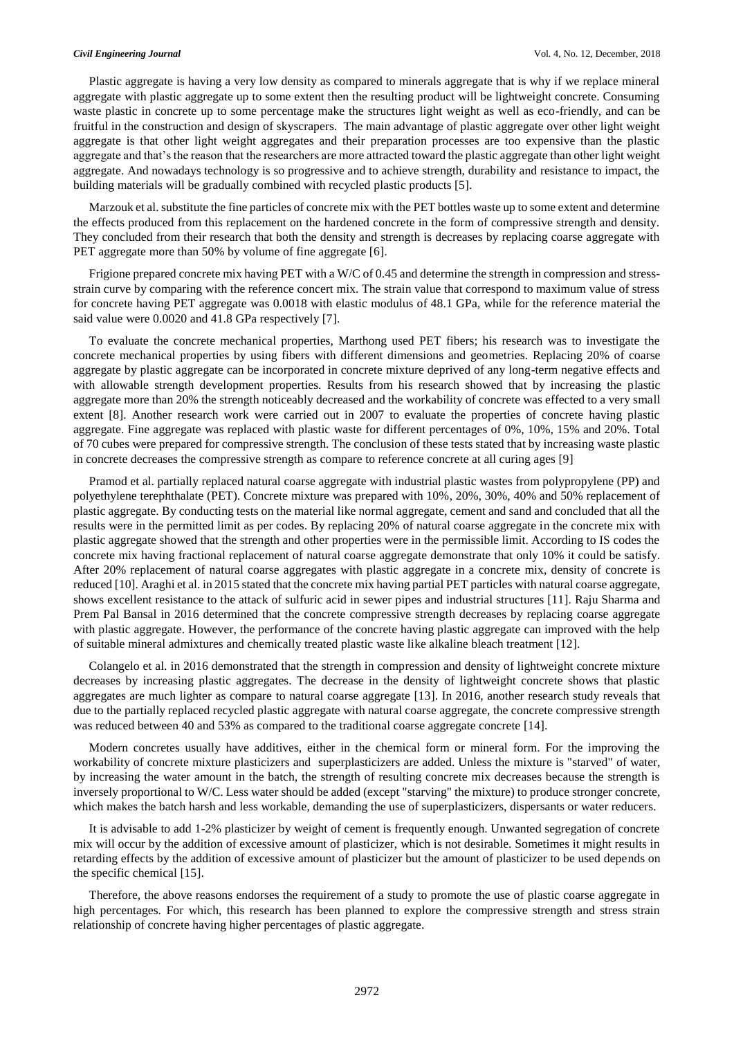Plastic aggregate is having a very low density as compared to minerals aggregate that is why if we replace mineral aggregate with plastic aggregate up to some extent then the resulting product will be lightweight concrete. Consuming waste plastic in concrete up to some percentage make the structures light weight as well as eco-friendly, and can be fruitful in the construction and design of skyscrapers. The main advantage of plastic aggregate over other light weight aggregate is that other light weight aggregates and their preparation processes are too expensive than the plastic aggregate and that's the reason that the researchers are more attracted toward the plastic aggregate than other light weight aggregate. And nowadays technology is so progressive and to achieve strength, durability and resistance to impact, the building materials will be gradually combined with recycled plastic products [5].

Marzouk et al. substitute the fine particles of concrete mix with the PET bottles waste up to some extent and determine the effects produced from this replacement on the hardened concrete in the form of compressive strength and density. They concluded from their research that both the density and strength is decreases by replacing coarse aggregate with PET aggregate more than 50% by volume of fine aggregate [6].

Frigione prepared concrete mix having PET with a W/C of 0.45 and determine the strength in compression and stress-strain curve by comparing with the reference concert mix. The strain value that correspond to maximum value of stress for concrete having PET aggregate was 0.0018 with elastic modulus of 48.1 GPa, while for the reference material the said value were 0.0020 and 41.8 GPa respectively [7].

To evaluate the concrete mechanical properties, Marthong used PET fibers; his research was to investigate the concrete mechanical properties by using fibers with different dimensions and geometries. Replacing 20% of coarse aggregate by plastic aggregate can be incorporated in concrete mixture deprived of any long-term negative effects and with allowable strength development properties. Results from his research showed that by increasing the plastic aggregate more than 20% the strength noticeably decreased and the workability of concrete was effected to a very small extent [8]. Another research work were carried out in 2007 to evaluate the properties of concrete having plastic aggregate. Fine aggregate was replaced with plastic waste for different percentages of 0%, 10%, 15% and 20%. Total of 70 cubes were prepared for compressive strength. The conclusion of these tests stated that by increasing waste plastic in concrete decreases the compressive strength as compare to reference concrete at all curing ages [9]

Pramod et al. partially replaced natural coarse aggregate with industrial plastic wastes from polypropylene (PP) and polyethylene terephthalate (PET). Concrete mixture was prepared with 10%, 20%, 30%, 40% and 50% replacement of plastic aggregate. By conducting tests on the material like normal aggregate, cement and sand and concluded that all the results were in the permitted limit as per codes. By replacing 20% of natural coarse aggregate in the concrete mix with plastic aggregate showed that the strength and other properties were in the permissible limit. According to IS codes the concrete mix having fractional replacement of natural coarse aggregate demonstrate that only 10% it could be satisfy. After 20% replacement of natural coarse aggregates with plastic aggregate in a concrete mix, density of concrete is reduced [10]. Araghi et al. in 2015 stated that the concrete mix having partial PET particles with natural coarse aggregate, shows excellent resistance to the attack of sulfuric acid in sewer pipes and industrial structures [11]. Raju Sharma and Prem Pal Bansal in 2016 determined that the concrete compressive strength decreases by replacing coarse aggregate with plastic aggregate. However, the performance of the concrete having plastic aggregate can improved with the help of suitable mineral admixtures and chemically treated plastic waste like alkaline bleach treatment [12].

Colangelo et al. in 2016 demonstrated that the strength in compression and density of lightweight concrete mixture decreases by increasing plastic aggregates. The decrease in the density of lightweight concrete shows that plastic aggregates are much lighter as compare to natural coarse aggregate [13]. In 2016, another research study reveals that due to the partially replaced recycled plastic aggregate with natural coarse aggregate, the concrete compressive strength was reduced between 40 and 53% as compared to the traditional coarse aggregate concrete [14].

Modern concretes usually have additives, either in the chemical form or mineral form. For the improving the workability of concrete mixture plasticizers and superplasticizers are added. Unless the mixture is "starved" of water, by increasing the water amount in the batch, the strength of resulting concrete mix decreases because the strength is inversely proportional to W/C. Less water should be added (except "starving" the mixture) to produce stronger concrete, which makes the batch harsh and less workable, demanding the use of superplasticizers, dispersants or water reducers.

It is advisable to add 1-2% plasticizer by weight of cement is frequently enough. Unwanted segregation of concrete mix will occur by the addition of excessive amount of plasticizer, which is not desirable. Sometimes it might results in retarding effects by the addition of excessive amount of plasticizer but the amount of plasticizer to be used depends on the specific chemical [15].

Therefore, the above reasons endorses the requirement of a study to promote the use of plastic coarse aggregate in high percentages. For which, this research has been planned to explore the compressive strength and stress strain relationship of concrete having higher percentages of plastic aggregate.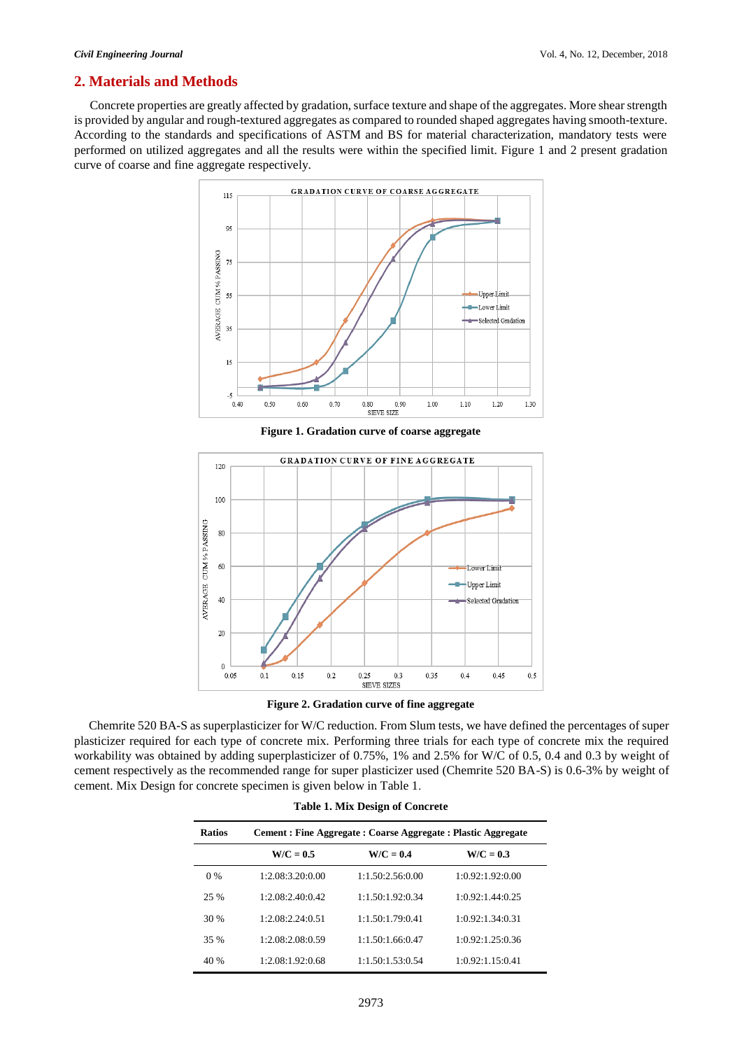## 2. Materials and Methods

Concrete properties are greatly affected by gradation, surface texture and shape of the aggregates. More shear strength is provided by angular and rough-textured aggregates as compared to rounded shaped aggregates having smooth-texture. According to the standards and specifications of ASTM and BS for material characterization, mandatory tests were performed on utilized aggregates and all the results were within the specified limit. Figure 1 and 2 present gradation curve of coarse and fine aggregate respectively.

**Figure 1. Gradation curve of coarse aggregate**

**Figure 2. Gradation curve of fine aggregate**

Chemrite 520 BA-S as superplasticizer for W/C reduction. From Slum tests, we have defined the percentages of super plasticizer required for each type of concrete mix. Performing three trials for each type of concrete mix the required workability was obtained by adding superplasticizer of 0.75%, 1% and 2.5% for W/C of 0.5, 0.4 and 0.3 by weight of cement respectively as the recommended range for super plasticizer used (Chemrite 520 BA-S) is 0.6-3% by weight of cement. Mix Design for concrete specimen is given below in Table 1.

**Table 1. Mix Design of Concrete**

| Ratios | Cement : Fine Aggregate : Coarse Aggregate : Plastic Aggregate | | |
|---|---|---|---|
| | W/C = 0.5 | W/C = 0.4 | W/C = 0.3 |
| 0 % | 1:2.08:3.20:0.00 | 1:1.50:2.56:0.00 | 1:0.92:1.92:0.00 |
| 25 % | 1:2.08:2.40:0.42 | 1:1.50:1.92:0.34 | 1:0.92:1.44:0.25 |
| 30 % | 1:2.08:2.24:0.51 | 1:1.50:1.79:0.41 | 1:0.92:1.34:0.31 |
| 35 % | 1:2.08:2.08:0.59 | 1:1.50:1.66:0.47 | 1:0.92:1.25:0.36 |
| 40 % | 1:2.08:1.92:0.68 | 1:1.50:1.53:0.54 | 1:0.92:1.15:0.41 |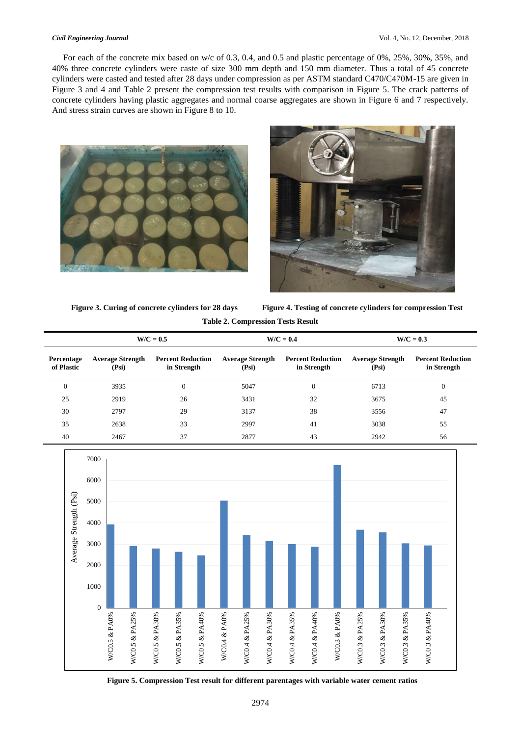For each of the concrete mix based on w/c of 0.3, 0.4, and 0.5 and plastic percentage of 0%, 25%, 30%, 35%, and 40% three concrete cylinders were caste of size 300 mm depth and 150 mm diameter. Thus a total of 45 concrete cylinders were casted and tested after 28 days under compression as per ASTM standard C470/C470M-15 are given in Figure 3 and 4 and Table 2 present the compression test results with comparison in Figure 5. The crack patterns of concrete cylinders having plastic aggregates and normal coarse aggregates are shown in Figure 6 and 7 respectively. And stress strain curves are shown in Figure 8 to 10.

**Figure 3. Curing of concrete cylinders for 28 days**

**Figure 4. Testing of concrete cylinders for compression Test**

**Table 2. Compression Tests Result**

| | W/C = 0.5 | | W/C = 0.4 | | W/C = 0.3 | |
|---|---|---|---|---|---|---|
| **Percentage of Plastic** | **Average Strength (Psi)** | **Percent Reduction in Strength** | **Average Strength (Psi)** | **Percent Reduction in Strength** | **Average Strength (Psi)** | **Percent Reduction in Strength** |
| 0 | 3935 | 0 | 5047 | 0 | 6713 | 0 |
| 25 | 2919 | 26 | 3431 | 32 | 3675 | 45 |
| 30 | 2797 | 29 | 3137 | 38 | 3556 | 47 |
| 35 | 2638 | 33 | 2997 | 41 | 3038 | 55 |
| 40 | 2467 | 37 | 2877 | 43 | 2942 | 56 |

**Figure 5. Compression Test result for different parentages with variable water cement ratios**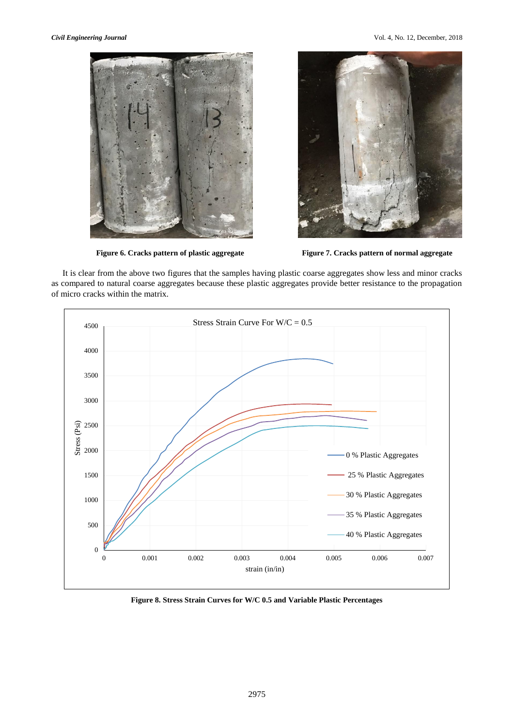Figure 6. Cracks pattern of plastic aggregate

Figure 7. Cracks pattern of normal aggregate

It is clear from the above two figures that the samples having plastic coarse aggregates show less and minor cracks as compared to natural coarse aggregates because these plastic aggregates provide better resistance to the propagation of micro cracks within the matrix.

Figure 8. Stress Strain Curves for W/C 0.5 and Variable Plastic Percentages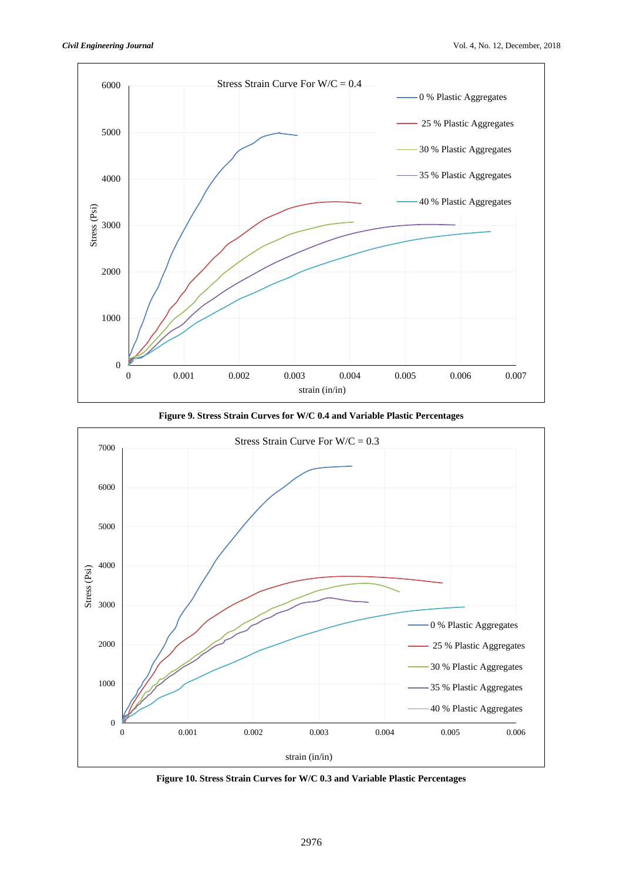**Figure 9. Stress Strain Curves for W/C 0.4 and Variable Plastic Percentages**

**Figure 10. Stress Strain Curves for W/C 0.3 and Variable Plastic Percentages**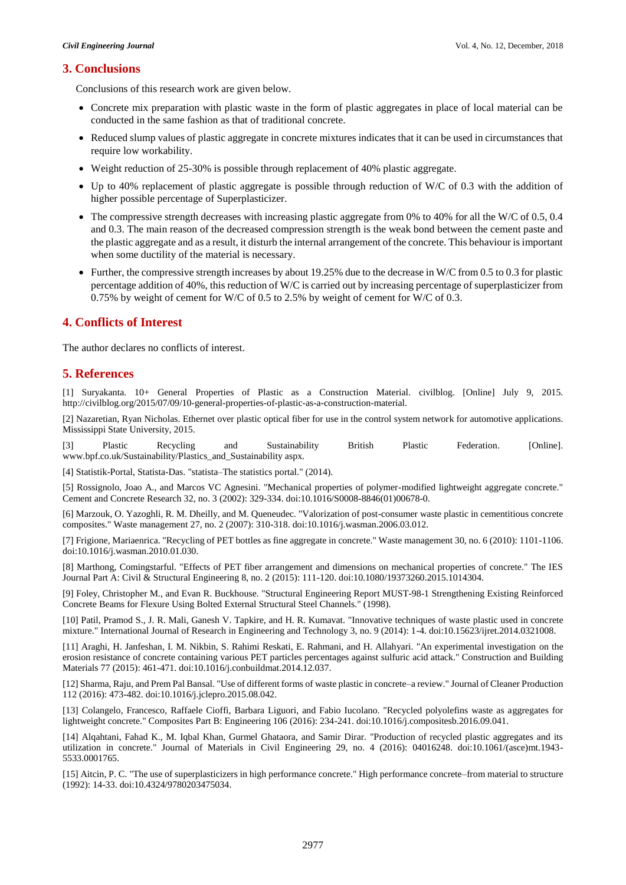## 3. Conclusions

Conclusions of this research work are given below.

- Concrete mix preparation with plastic waste in the form of plastic aggregates in place of local material can be conducted in the same fashion as that of traditional concrete.
- Reduced slump values of plastic aggregate in concrete mixtures indicates that it can be used in circumstances that require low workability.
- Weight reduction of 25-30% is possible through replacement of 40% plastic aggregate.
- Up to 40% replacement of plastic aggregate is possible through reduction of W/C of 0.3 with the addition of higher possible percentage of Superplasticizer.
- The compressive strength decreases with increasing plastic aggregate from 0% to 40% for all the W/C of 0.5, 0.4 and 0.3. The main reason of the decreased compression strength is the weak bond between the cement paste and the plastic aggregate and as a result, it disturb the internal arrangement of the concrete. This behaviour is important when some ductility of the material is necessary.
- Further, the compressive strength increases by about 19.25% due to the decrease in W/C from 0.5 to 0.3 for plastic percentage addition of 40%, this reduction of W/C is carried out by increasing percentage of superplasticizer from 0.75% by weight of cement for W/C of 0.5 to 2.5% by weight of cement for W/C of 0.3.

## 4. Conflicts of Interest

The author declares no conflicts of interest.

## 5. References

[1] Suryakanta. 10+ General Properties of Plastic as a Construction Material. civilblog. [Online] July 9, 2015. http://civilblog.org/2015/07/09/10-general-properties-of-plastic-as-a-construction-material.

[2] Nazaretian, Ryan Nicholas. Ethernet over plastic optical fiber for use in the control system network for automotive applications. Mississippi State University, 2015.

[3] Plastic Recycling and Sustainability British Plastic Federation. [Online]. www.bpf.co.uk/Sustainability/Plastics_and_Sustainability aspx.

[4] Statistik-Portal, Statista-Das. "statista–The statistics portal." (2014).

[5] Rossignolo, Joao A., and Marcos VC Agnesini. "Mechanical properties of polymer-modified lightweight aggregate concrete." Cement and Concrete Research 32, no. 3 (2002): 329-334. doi:10.1016/S0008-8846(01)00678-0.

[6] Marzouk, O. Yazoghli, R. M. Dheilly, and M. Queneudec. "Valorization of post-consumer waste plastic in cementitious concrete composites." Waste management 27, no. 2 (2007): 310-318. doi:10.1016/j.wasman.2006.03.012.

[7] Frigione, Mariaenrica. "Recycling of PET bottles as fine aggregate in concrete." Waste management 30, no. 6 (2010): 1101-1106. doi:10.1016/j.wasman.2010.01.030.

[8] Marthong, Comingstarful. "Effects of PET fiber arrangement and dimensions on mechanical properties of concrete." The IES Journal Part A: Civil & Structural Engineering 8, no. 2 (2015): 111-120. doi:10.1080/19373260.2015.1014304.

[9] Foley, Christopher M., and Evan R. Buckhouse. "Structural Engineering Report MUST-98-1 Strengthening Existing Reinforced Concrete Beams for Flexure Using Bolted External Structural Steel Channels." (1998).

[10] Patil, Pramod S., J. R. Mali, Ganesh V. Tapkire, and H. R. Kumavat. "Innovative techniques of waste plastic used in concrete mixture." International Journal of Research in Engineering and Technology 3, no. 9 (2014): 1-4. doi:10.15623/ijret.2014.0321008.

[11] Araghi, H. Janfeshan, I. M. Nikbin, S. Rahimi Reskati, E. Rahmani, and H. Allahyari. "An experimental investigation on the erosion resistance of concrete containing various PET particles percentages against sulfuric acid attack." Construction and Building Materials 77 (2015): 461-471. doi:10.1016/j.conbuildmat.2014.12.037.

[12] Sharma, Raju, and Prem Pal Bansal. "Use of different forms of waste plastic in concrete–a review." Journal of Cleaner Production 112 (2016): 473-482. doi:10.1016/j.jclepro.2015.08.042.

[13] Colangelo, Francesco, Raffaele Cioffi, Barbara Liguori, and Fabio Iucolano. "Recycled polyolefins waste as aggregates for lightweight concrete." Composites Part B: Engineering 106 (2016): 234-241. doi:10.1016/j.compositesb.2016.09.041.

[14] Alqahtani, Fahad K., M. Iqbal Khan, Gurmel Ghataora, and Samir Dirar. "Production of recycled plastic aggregates and its utilization in concrete." Journal of Materials in Civil Engineering 29, no. 4 (2016): 04016248. doi:10.1061/(asce)mt.1943-5533.0001765.

[15] Aitcin, P. C. "The use of superplasticizers in high performance concrete." High performance concrete–from material to structure (1992): 14-33. doi:10.4324/9780203475034.